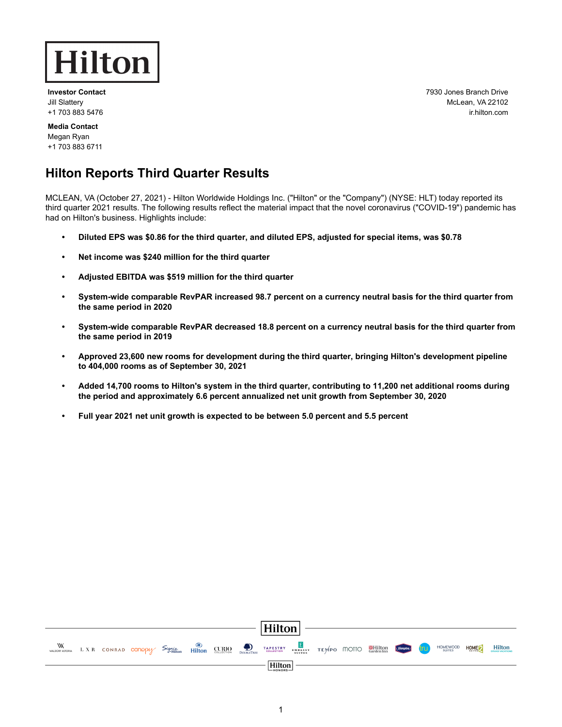# Hilton

**Investor Contact**
Jill Slattery
+1 703 883 5476

**Media Contact**
Megan Ryan
+1 703 883 6711

7930 Jones Branch Drive
McLean, VA 22102
ir.hilton.com

## Hilton Reports Third Quarter Results

MCLEAN, VA (October 27, 2021) - Hilton Worldwide Holdings Inc. ("Hilton" or the "Company") (NYSE: HLT) today reported its third quarter 2021 results. The following results reflect the material impact that the novel coronavirus ("COVID-19") pandemic has had on Hilton's business. Highlights include:

- **Diluted EPS was $0.86 for the third quarter, and diluted EPS, adjusted for special items, was $0.78**
- **Net income was $240 million for the third quarter**
- **Adjusted EBITDA was $519 million for the third quarter**
- **System-wide comparable RevPAR increased 98.7 percent on a currency neutral basis for the third quarter from the same period in 2020**
- **System-wide comparable RevPAR decreased 18.8 percent on a currency neutral basis for the third quarter from the same period in 2019**
- **Approved 23,600 new rooms for development during the third quarter, bringing Hilton's development pipeline to 404,000 rooms as of September 30, 2021**
- **Added 14,700 rooms to Hilton's system in the third quarter, contributing to 11,200 net additional rooms during the period and approximately 6.6 percent annualized net unit growth from September 30, 2020**
- **Full year 2021 net unit growth is expected to be between 5.0 percent and 5.5 percent**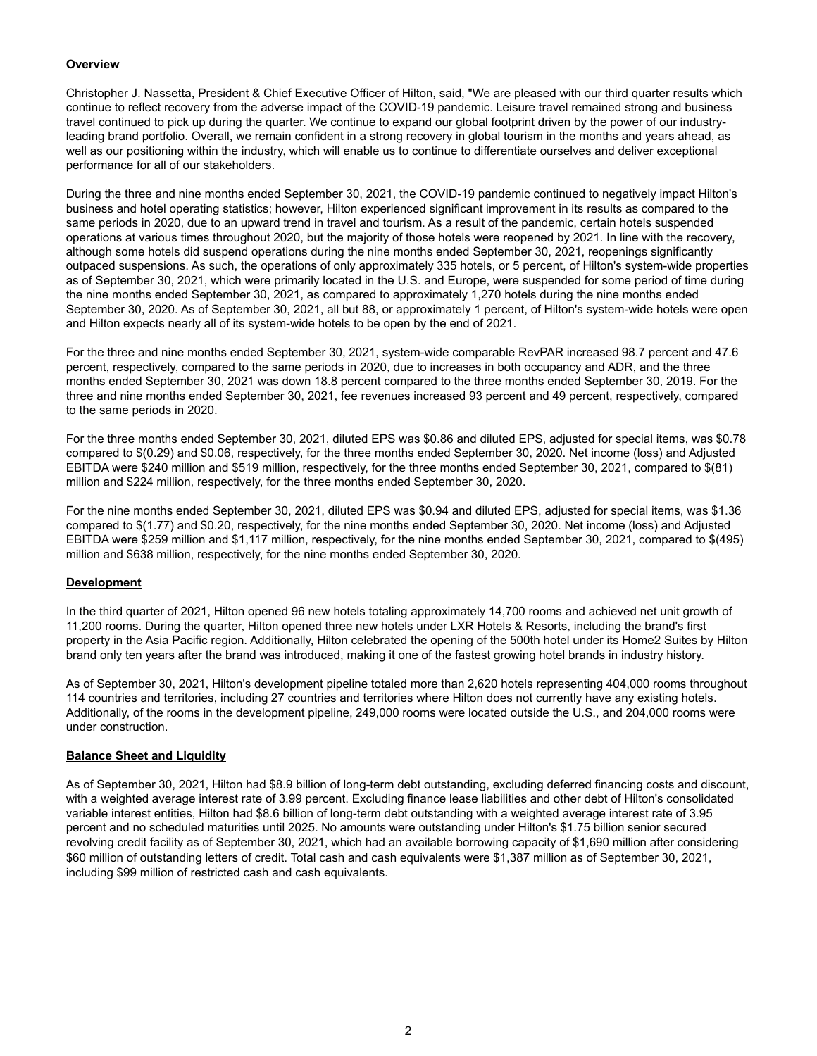## Overview

Christopher J. Nassetta, President & Chief Executive Officer of Hilton, said, "We are pleased with our third quarter results which continue to reflect recovery from the adverse impact of the COVID-19 pandemic. Leisure travel remained strong and business travel continued to pick up during the quarter. We continue to expand our global footprint driven by the power of our industry-leading brand portfolio. Overall, we remain confident in a strong recovery in global tourism in the months and years ahead, as well as our positioning within the industry, which will enable us to continue to differentiate ourselves and deliver exceptional performance for all of our stakeholders.

During the three and nine months ended September 30, 2021, the COVID-19 pandemic continued to negatively impact Hilton's business and hotel operating statistics; however, Hilton experienced significant improvement in its results as compared to the same periods in 2020, due to an upward trend in travel and tourism. As a result of the pandemic, certain hotels suspended operations at various times throughout 2020, but the majority of those hotels were reopened by 2021. In line with the recovery, although some hotels did suspend operations during the nine months ended September 30, 2021, reopenings significantly outpaced suspensions. As such, the operations of only approximately 335 hotels, or 5 percent, of Hilton's system-wide properties as of September 30, 2021, which were primarily located in the U.S. and Europe, were suspended for some period of time during the nine months ended September 30, 2021, as compared to approximately 1,270 hotels during the nine months ended September 30, 2020. As of September 30, 2021, all but 88, or approximately 1 percent, of Hilton's system-wide hotels were open and Hilton expects nearly all of its system-wide hotels to be open by the end of 2021.

For the three and nine months ended September 30, 2021, system-wide comparable RevPAR increased 98.7 percent and 47.6 percent, respectively, compared to the same periods in 2020, due to increases in both occupancy and ADR, and the three months ended September 30, 2021 was down 18.8 percent compared to the three months ended September 30, 2019. For the three and nine months ended September 30, 2021, fee revenues increased 93 percent and 49 percent, respectively, compared to the same periods in 2020.

For the three months ended September 30, 2021, diluted EPS was $0.86 and diluted EPS, adjusted for special items, was $0.78 compared to $(0.29) and $0.06, respectively, for the three months ended September 30, 2020. Net income (loss) and Adjusted EBITDA were $240 million and $519 million, respectively, for the three months ended September 30, 2021, compared to $(81) million and $224 million, respectively, for the three months ended September 30, 2020.

For the nine months ended September 30, 2021, diluted EPS was $0.94 and diluted EPS, adjusted for special items, was $1.36 compared to $(1.77) and $0.20, respectively, for the nine months ended September 30, 2020. Net income (loss) and Adjusted EBITDA were $259 million and $1,117 million, respectively, for the nine months ended September 30, 2021, compared to $(495) million and $638 million, respectively, for the nine months ended September 30, 2020.

## Development

In the third quarter of 2021, Hilton opened 96 new hotels totaling approximately 14,700 rooms and achieved net unit growth of 11,200 rooms. During the quarter, Hilton opened three new hotels under LXR Hotels & Resorts, including the brand's first property in the Asia Pacific region. Additionally, Hilton celebrated the opening of the 500th hotel under its Home2 Suites by Hilton brand only ten years after the brand was introduced, making it one of the fastest growing hotel brands in industry history.

As of September 30, 2021, Hilton's development pipeline totaled more than 2,620 hotels representing 404,000 rooms throughout 114 countries and territories, including 27 countries and territories where Hilton does not currently have any existing hotels. Additionally, of the rooms in the development pipeline, 249,000 rooms were located outside the U.S., and 204,000 rooms were under construction.

## Balance Sheet and Liquidity

As of September 30, 2021, Hilton had $8.9 billion of long-term debt outstanding, excluding deferred financing costs and discount, with a weighted average interest rate of 3.99 percent. Excluding finance lease liabilities and other debt of Hilton's consolidated variable interest entities, Hilton had $8.6 billion of long-term debt outstanding with a weighted average interest rate of 3.95 percent and no scheduled maturities until 2025. No amounts were outstanding under Hilton's $1.75 billion senior secured revolving credit facility as of September 30, 2021, which had an available borrowing capacity of $1,690 million after considering $60 million of outstanding letters of credit. Total cash and cash equivalents were $1,387 million as of September 30, 2021, including $99 million of restricted cash and cash equivalents.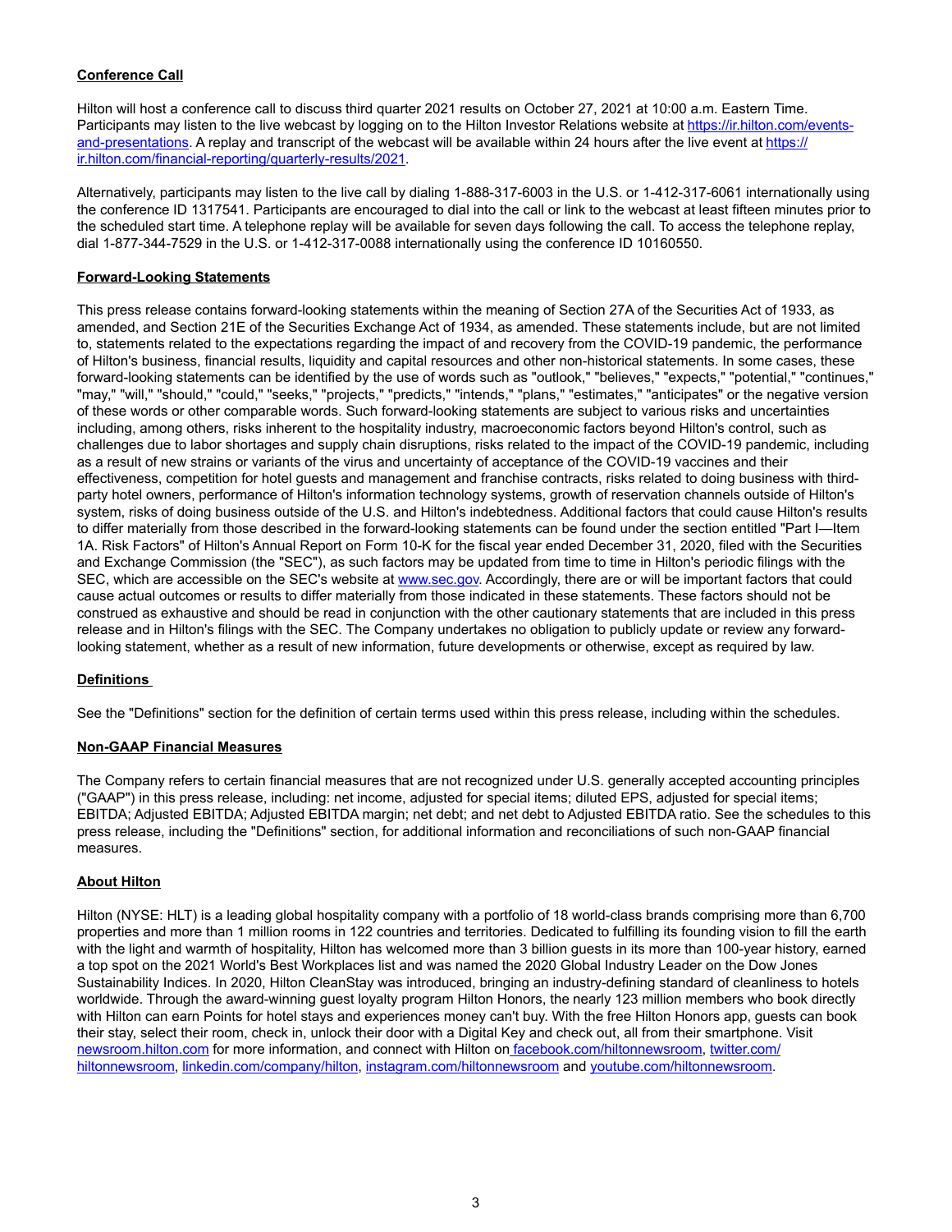## Conference Call

Hilton will host a conference call to discuss third quarter 2021 results on October 27, 2021 at 10:00 a.m. Eastern Time. Participants may listen to the live webcast by logging on to the Hilton Investor Relations website at https://ir.hilton.com/events-and-presentations. A replay and transcript of the webcast will be available within 24 hours after the live event at https://ir.hilton.com/financial-reporting/quarterly-results/2021.

Alternatively, participants may listen to the live call by dialing 1-888-317-6003 in the U.S. or 1-412-317-6061 internationally using the conference ID 1317541. Participants are encouraged to dial into the call or link to the webcast at least fifteen minutes prior to the scheduled start time. A telephone replay will be available for seven days following the call. To access the telephone replay, dial 1-877-344-7529 in the U.S. or 1-412-317-0088 internationally using the conference ID 10160550.

## Forward-Looking Statements

This press release contains forward-looking statements within the meaning of Section 27A of the Securities Act of 1933, as amended, and Section 21E of the Securities Exchange Act of 1934, as amended. These statements include, but are not limited to, statements related to the expectations regarding the impact of and recovery from the COVID-19 pandemic, the performance of Hilton's business, financial results, liquidity and capital resources and other non-historical statements. In some cases, these forward-looking statements can be identified by the use of words such as "outlook," "believes," "expects," "potential," "continues," "may," "will," "should," "could," "seeks," "projects," "predicts," "intends," "plans," "estimates," "anticipates" or the negative version of these words or other comparable words. Such forward-looking statements are subject to various risks and uncertainties including, among others, risks inherent to the hospitality industry, macroeconomic factors beyond Hilton's control, such as challenges due to labor shortages and supply chain disruptions, risks related to the impact of the COVID-19 pandemic, including as a result of new strains or variants of the virus and uncertainty of acceptance of the COVID-19 vaccines and their effectiveness, competition for hotel guests and management and franchise contracts, risks related to doing business with third-party hotel owners, performance of Hilton's information technology systems, growth of reservation channels outside of Hilton's system, risks of doing business outside of the U.S. and Hilton's indebtedness. Additional factors that could cause Hilton's results to differ materially from those described in the forward-looking statements can be found under the section entitled "Part I—Item 1A. Risk Factors" of Hilton's Annual Report on Form 10-K for the fiscal year ended December 31, 2020, filed with the Securities and Exchange Commission (the "SEC"), as such factors may be updated from time to time in Hilton's periodic filings with the SEC, which are accessible on the SEC's website at www.sec.gov. Accordingly, there are or will be important factors that could cause actual outcomes or results to differ materially from those indicated in these statements. These factors should not be construed as exhaustive and should be read in conjunction with the other cautionary statements that are included in this press release and in Hilton's filings with the SEC. The Company undertakes no obligation to publicly update or review any forward-looking statement, whether as a result of new information, future developments or otherwise, except as required by law.

## Definitions

See the "Definitions" section for the definition of certain terms used within this press release, including within the schedules.

## Non-GAAP Financial Measures

The Company refers to certain financial measures that are not recognized under U.S. generally accepted accounting principles ("GAAP") in this press release, including: net income, adjusted for special items; diluted EPS, adjusted for special items; EBITDA; Adjusted EBITDA; Adjusted EBITDA margin; net debt; and net debt to Adjusted EBITDA ratio. See the schedules to this press release, including the "Definitions" section, for additional information and reconciliations of such non-GAAP financial measures.

## About Hilton

Hilton (NYSE: HLT) is a leading global hospitality company with a portfolio of 18 world-class brands comprising more than 6,700 properties and more than 1 million rooms in 122 countries and territories. Dedicated to fulfilling its founding vision to fill the earth with the light and warmth of hospitality, Hilton has welcomed more than 3 billion guests in its more than 100-year history, earned a top spot on the 2021 World's Best Workplaces list and was named the 2020 Global Industry Leader on the Dow Jones Sustainability Indices. In 2020, Hilton CleanStay was introduced, bringing an industry-defining standard of cleanliness to hotels worldwide. Through the award-winning guest loyalty program Hilton Honors, the nearly 123 million members who book directly with Hilton can earn Points for hotel stays and experiences money can't buy. With the free Hilton Honors app, guests can book their stay, select their room, check in, unlock their door with a Digital Key and check out, all from their smartphone. Visit newsroom.hilton.com for more information, and connect with Hilton on facebook.com/hiltonnewsroom, twitter.com/hiltonnewsroom, linkedin.com/company/hilton, instagram.com/hiltonnewsroom and youtube.com/hiltonnewsroom.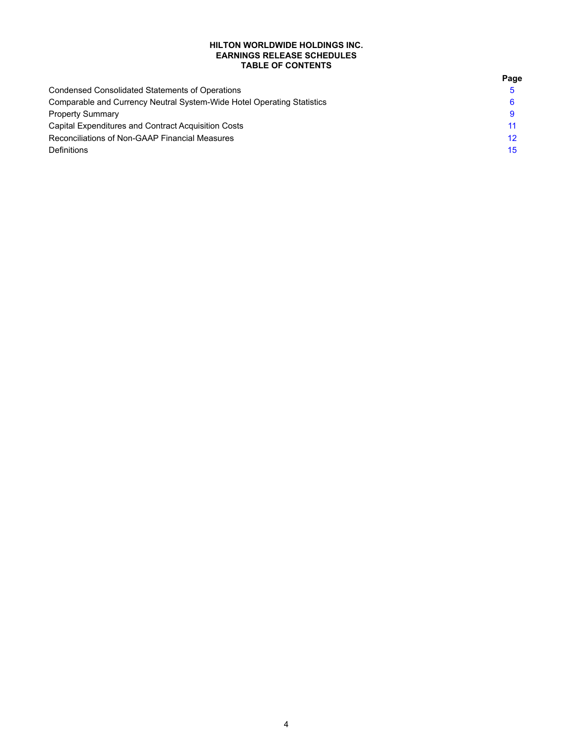# HILTON WORLDWIDE HOLDINGS INC.
## EARNINGS RELEASE SCHEDULES
## TABLE OF CONTENTS

| | Page |
|---|---|
| Condensed Consolidated Statements of Operations | 5 |
| Comparable and Currency Neutral System-Wide Hotel Operating Statistics | 6 |
| Property Summary | 9 |
| Capital Expenditures and Contract Acquisition Costs | 11 |
| Reconciliations of Non-GAAP Financial Measures | 12 |
| Definitions | 15 |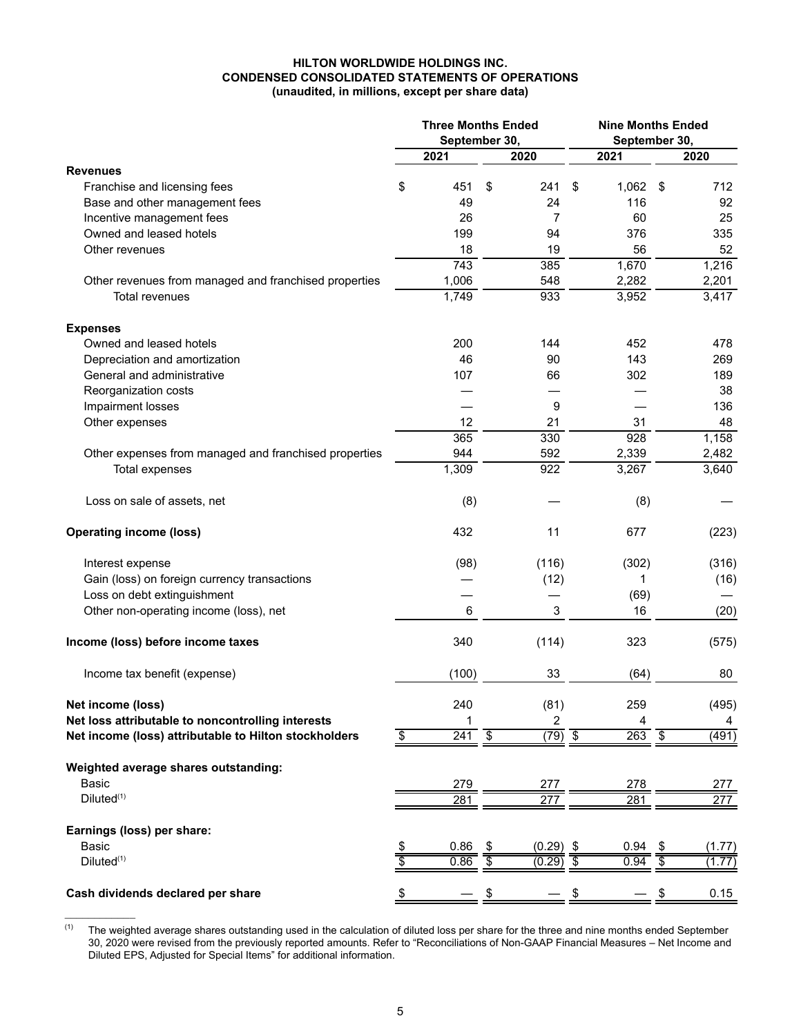**HILTON WORLDWIDE HOLDINGS INC.**
**CONDENSED CONSOLIDATED STATEMENTS OF OPERATIONS**
**(unaudited, in millions, except per share data)**

| | Three Months Ended September 30, | | Nine Months Ended September 30, | |
|---|---|---|---|---|
| | 2021 | 2020 | 2021 | 2020 |
| **Revenues** | | | | |
| Franchise and licensing fees | $ 451 | $ 241 | $ 1,062 | $ 712 |
| Base and other management fees | 49 | 24 | 116 | 92 |
| Incentive management fees | 26 | 7 | 60 | 25 |
| Owned and leased hotels | 199 | 94 | 376 | 335 |
| Other revenues | 18 | 19 | 56 | 52 |
| | 743 | 385 | 1,670 | 1,216 |
| Other revenues from managed and franchised properties | 1,006 | 548 | 2,282 | 2,201 |
| Total revenues | 1,749 | 933 | 3,952 | 3,417 |
| **Expenses** | | | | |
| Owned and leased hotels | 200 | 144 | 452 | 478 |
| Depreciation and amortization | 46 | 90 | 143 | 269 |
| General and administrative | 107 | 66 | 302 | 189 |
| Reorganization costs | — | — | — | 38 |
| Impairment losses | — | 9 | — | 136 |
| Other expenses | 12 | 21 | 31 | 48 |
| | 365 | 330 | 928 | 1,158 |
| Other expenses from managed and franchised properties | 944 | 592 | 2,339 | 2,482 |
| Total expenses | 1,309 | 922 | 3,267 | 3,640 |
| Loss on sale of assets, net | (8) | — | (8) | — |
| **Operating income (loss)** | 432 | 11 | 677 | (223) |
| Interest expense | (98) | (116) | (302) | (316) |
| Gain (loss) on foreign currency transactions | — | (12) | 1 | (16) |
| Loss on debt extinguishment | — | — | (69) | — |
| Other non-operating income (loss), net | 6 | 3 | 16 | (20) |
| **Income (loss) before income taxes** | 340 | (114) | 323 | (575) |
| Income tax benefit (expense) | (100) | 33 | (64) | 80 |
| **Net income (loss)** | 240 | (81) | 259 | (495) |
| **Net loss attributable to noncontrolling interests** | 1 | 2 | 4 | 4 |
| **Net income (loss) attributable to Hilton stockholders** | $ 241 | $ (79) | $ 263 | $ (491) |
| **Weighted average shares outstanding:** | | | | |
| Basic | 279 | 277 | 278 | 277 |
| Diluted[(1)] | 281 | 277 | 281 | 277 |
| **Earnings (loss) per share:** | | | | |
| Basic | $ 0.86 | $ (0.29) | $ 0.94 | $ (1.77) |
| Diluted[(1)] | $ 0.86 | $ (0.29) | $ 0.94 | $ (1.77) |
| **Cash dividends declared per share** | $ — | $ — | $ — | $ 0.15 |

(1) The weighted average shares outstanding used in the calculation of diluted loss per share for the three and nine months ended September 30, 2020 were revised from the previously reported amounts. Refer to "Reconciliations of Non-GAAP Financial Measures – Net Income and Diluted EPS, Adjusted for Special Items" for additional information.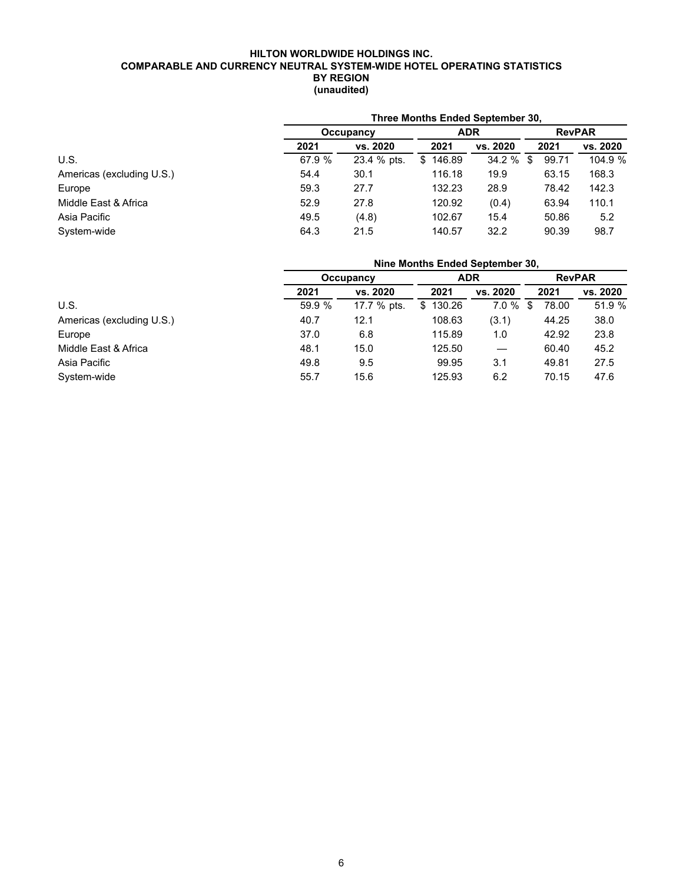# HILTON WORLDWIDE HOLDINGS INC.
## COMPARABLE AND CURRENCY NEUTRAL SYSTEM-WIDE HOTEL OPERATING STATISTICS
## BY REGION
## (unaudited)

| | Three Months Ended September 30, | | | | | |
|---|---|---|---|---|---|---|
| | Occupancy | | ADR | | RevPAR | |
| | 2021 | vs. 2020 | 2021 | vs. 2020 | 2021 | vs. 2020 |
| U.S. | 67.9 % | 23.4 % pts. | $ 146.89 | 34.2 % | $ 99.71 | 104.9 % |
| Americas (excluding U.S.) | 54.4 | 30.1 | 116.18 | 19.9 | 63.15 | 168.3 |
| Europe | 59.3 | 27.7 | 132.23 | 28.9 | 78.42 | 142.3 |
| Middle East & Africa | 52.9 | 27.8 | 120.92 | (0.4) | 63.94 | 110.1 |
| Asia Pacific | 49.5 | (4.8) | 102.67 | 15.4 | 50.86 | 5.2 |
| System-wide | 64.3 | 21.5 | 140.57 | 32.2 | 90.39 | 98.7 |

| | Nine Months Ended September 30, | | | | | |
|---|---|---|---|---|---|---|
| | Occupancy | | ADR | | RevPAR | |
| | 2021 | vs. 2020 | 2021 | vs. 2020 | 2021 | vs. 2020 |
| U.S. | 59.9 % | 17.7 % pts. | $ 130.26 | 7.0 % | $ 78.00 | 51.9 % |
| Americas (excluding U.S.) | 40.7 | 12.1 | 108.63 | (3.1) | 44.25 | 38.0 |
| Europe | 37.0 | 6.8 | 115.89 | 1.0 | 42.92 | 23.8 |
| Middle East & Africa | 48.1 | 15.0 | 125.50 | — | 60.40 | 45.2 |
| Asia Pacific | 49.8 | 9.5 | 99.95 | 3.1 | 49.81 | 27.5 |
| System-wide | 55.7 | 15.6 | 125.93 | 6.2 | 70.15 | 47.6 |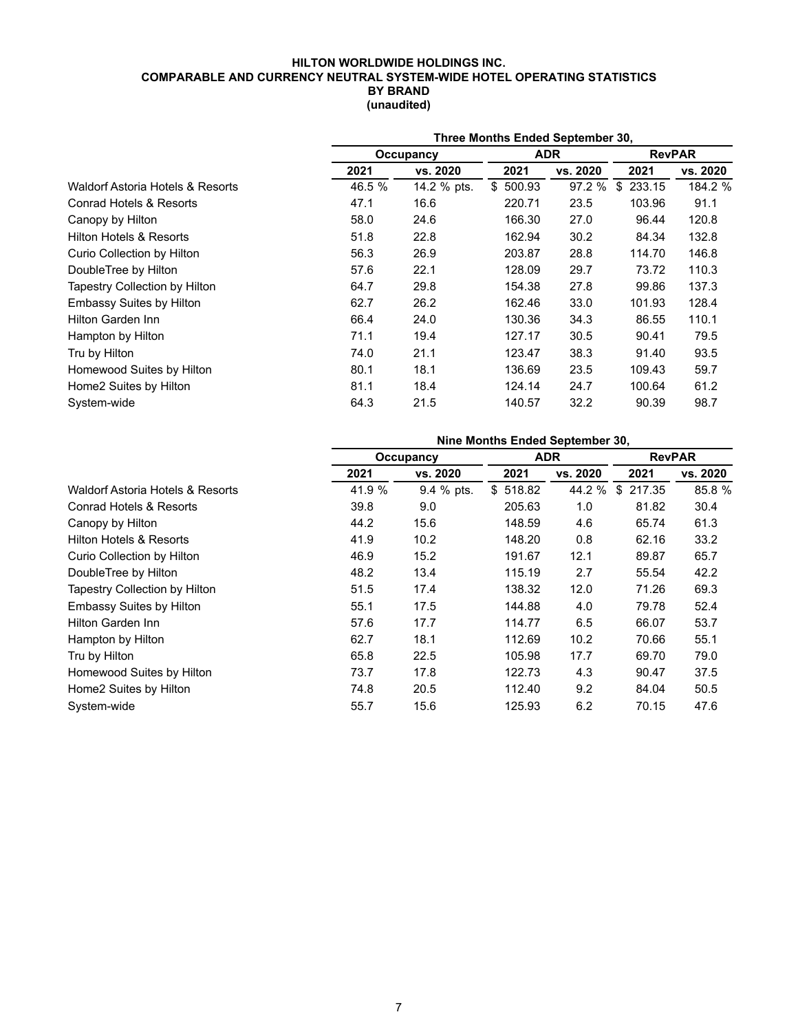**HILTON WORLDWIDE HOLDINGS INC.**
**COMPARABLE AND CURRENCY NEUTRAL SYSTEM-WIDE HOTEL OPERATING STATISTICS**
**BY BRAND**
**(unaudited)**

| | Three Months Ended September 30, | | | | | |
|---|---|---|---|---|---|---|
| | Occupancy | | ADR | | RevPAR | |
| | 2021 | vs. 2020 | 2021 | vs. 2020 | 2021 | vs. 2020 |
| Waldorf Astoria Hotels & Resorts | 46.5 % | 14.2 % pts. | $ 500.93 | 97.2 % | $ 233.15 | 184.2 % |
| Conrad Hotels & Resorts | 47.1 | 16.6 | 220.71 | 23.5 | 103.96 | 91.1 |
| Canopy by Hilton | 58.0 | 24.6 | 166.30 | 27.0 | 96.44 | 120.8 |
| Hilton Hotels & Resorts | 51.8 | 22.8 | 162.94 | 30.2 | 84.34 | 132.8 |
| Curio Collection by Hilton | 56.3 | 26.9 | 203.87 | 28.8 | 114.70 | 146.8 |
| DoubleTree by Hilton | 57.6 | 22.1 | 128.09 | 29.7 | 73.72 | 110.3 |
| Tapestry Collection by Hilton | 64.7 | 29.8 | 154.38 | 27.8 | 99.86 | 137.3 |
| Embassy Suites by Hilton | 62.7 | 26.2 | 162.46 | 33.0 | 101.93 | 128.4 |
| Hilton Garden Inn | 66.4 | 24.0 | 130.36 | 34.3 | 86.55 | 110.1 |
| Hampton by Hilton | 71.1 | 19.4 | 127.17 | 30.5 | 90.41 | 79.5 |
| Tru by Hilton | 74.0 | 21.1 | 123.47 | 38.3 | 91.40 | 93.5 |
| Homewood Suites by Hilton | 80.1 | 18.1 | 136.69 | 23.5 | 109.43 | 59.7 |
| Home2 Suites by Hilton | 81.1 | 18.4 | 124.14 | 24.7 | 100.64 | 61.2 |
| System-wide | 64.3 | 21.5 | 140.57 | 32.2 | 90.39 | 98.7 |

| | Nine Months Ended September 30, | | | | | |
|---|---|---|---|---|---|---|
| | Occupancy | | ADR | | RevPAR | |
| | 2021 | vs. 2020 | 2021 | vs. 2020 | 2021 | vs. 2020 |
| Waldorf Astoria Hotels & Resorts | 41.9 % | 9.4 % pts. | $ 518.82 | 44.2 % | $ 217.35 | 85.8 % |
| Conrad Hotels & Resorts | 39.8 | 9.0 | 205.63 | 1.0 | 81.82 | 30.4 |
| Canopy by Hilton | 44.2 | 15.6 | 148.59 | 4.6 | 65.74 | 61.3 |
| Hilton Hotels & Resorts | 41.9 | 10.2 | 148.20 | 0.8 | 62.16 | 33.2 |
| Curio Collection by Hilton | 46.9 | 15.2 | 191.67 | 12.1 | 89.87 | 65.7 |
| DoubleTree by Hilton | 48.2 | 13.4 | 115.19 | 2.7 | 55.54 | 42.2 |
| Tapestry Collection by Hilton | 51.5 | 17.4 | 138.32 | 12.0 | 71.26 | 69.3 |
| Embassy Suites by Hilton | 55.1 | 17.5 | 144.88 | 4.0 | 79.78 | 52.4 |
| Hilton Garden Inn | 57.6 | 17.7 | 114.77 | 6.5 | 66.07 | 53.7 |
| Hampton by Hilton | 62.7 | 18.1 | 112.69 | 10.2 | 70.66 | 55.1 |
| Tru by Hilton | 65.8 | 22.5 | 105.98 | 17.7 | 69.70 | 79.0 |
| Homewood Suites by Hilton | 73.7 | 17.8 | 122.73 | 4.3 | 90.47 | 37.5 |
| Home2 Suites by Hilton | 74.8 | 20.5 | 112.40 | 9.2 | 84.04 | 50.5 |
| System-wide | 55.7 | 15.6 | 125.93 | 6.2 | 70.15 | 47.6 |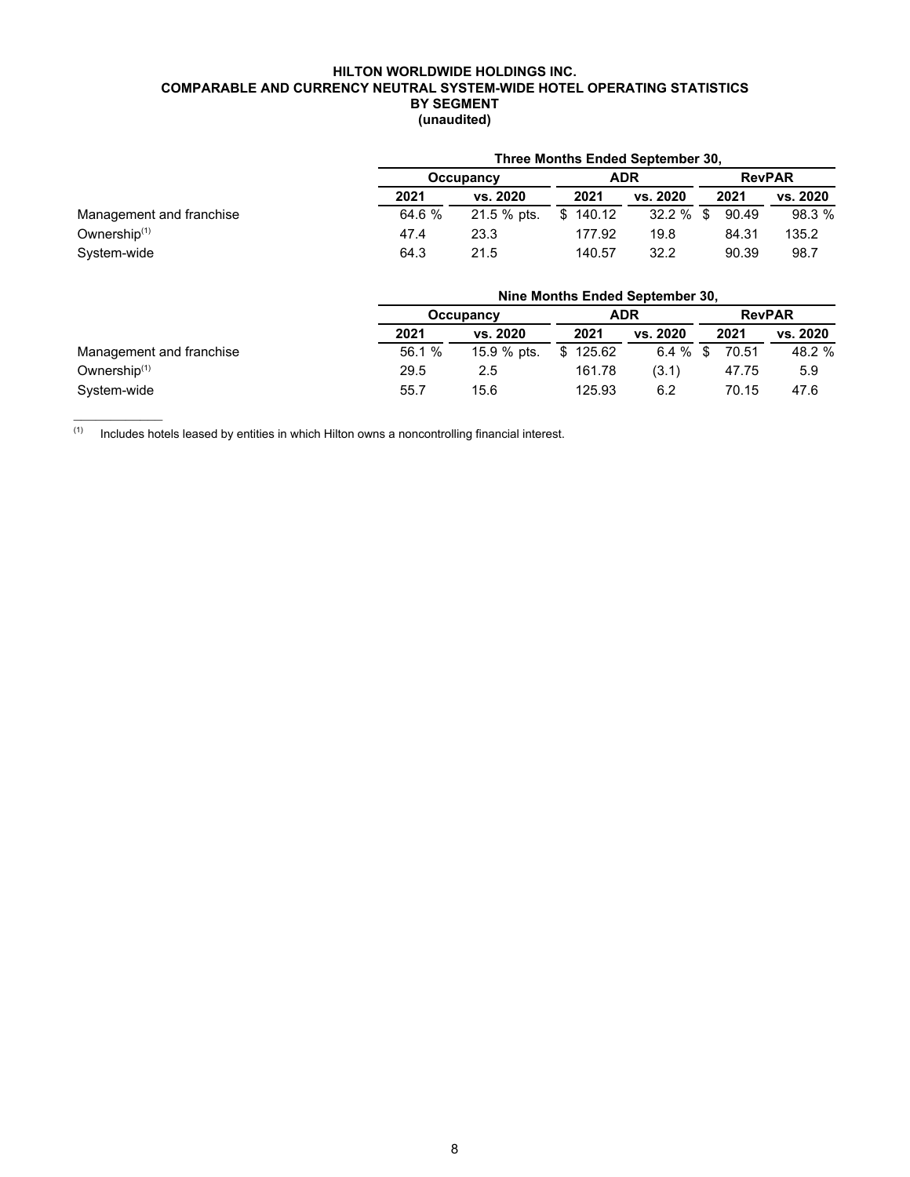**HILTON WORLDWIDE HOLDINGS INC.**
**COMPARABLE AND CURRENCY NEUTRAL SYSTEM-WIDE HOTEL OPERATING STATISTICS**
**BY SEGMENT**
**(unaudited)**

| | Three Months Ended September 30, | | | | | |
|---|---|---|---|---|---|---|
| | Occupancy | | ADR | | RevPAR | |
| | 2021 | vs. 2020 | 2021 | vs. 2020 | 2021 | vs. 2020 |
| Management and franchise | 64.6 % | 21.5 % pts. | $ 140.12 | 32.2 % | $ 90.49 | 98.3 % |
| Ownership[1] | 47.4 | 23.3 | 177.92 | 19.8 | 84.31 | 135.2 |
| System-wide | 64.3 | 21.5 | 140.57 | 32.2 | 90.39 | 98.7 |

| | Nine Months Ended September 30, | | | | | |
|---|---|---|---|---|---|---|
| | Occupancy | | ADR | | RevPAR | |
| | 2021 | vs. 2020 | 2021 | vs. 2020 | 2021 | vs. 2020 |
| Management and franchise | 56.1 % | 15.9 % pts. | $ 125.62 | 6.4 % | $ 70.51 | 48.2 % |
| Ownership[1] | 29.5 | 2.5 | 161.78 | (3.1) | 47.75 | 5.9 |
| System-wide | 55.7 | 15.6 | 125.93 | 6.2 | 70.15 | 47.6 |

____________

(1) Includes hotels leased by entities in which Hilton owns a noncontrolling financial interest.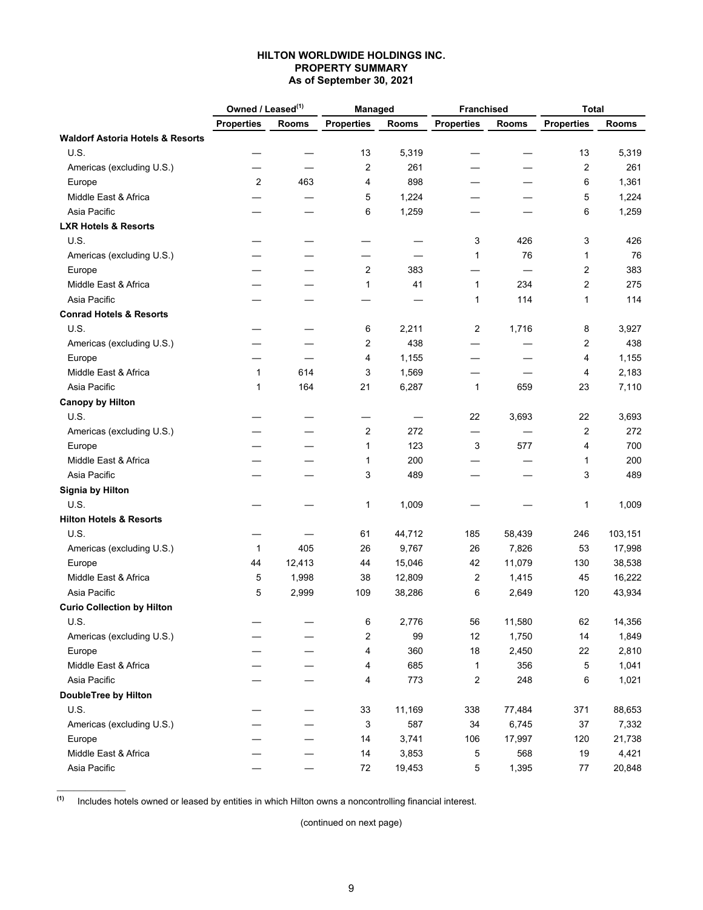**HILTON WORLDWIDE HOLDINGS INC.**
**PROPERTY SUMMARY**
**As of September 30, 2021**

| | Owned / Leased[(1)] | | Managed | | Franchised | | Total | |
|---|---|---|---|---|---|---|---|---|
| | Properties | Rooms | Properties | Rooms | Properties | Rooms | Properties | Rooms |
| **Waldorf Astoria Hotels & Resorts** | | | | | | | | |
| U.S. | — | — | 13 | 5,319 | — | — | 13 | 5,319 |
| Americas (excluding U.S.) | — | — | 2 | 261 | — | — | 2 | 261 |
| Europe | 2 | 463 | 4 | 898 | — | — | 6 | 1,361 |
| Middle East & Africa | — | — | 5 | 1,224 | — | — | 5 | 1,224 |
| Asia Pacific | — | — | 6 | 1,259 | — | — | 6 | 1,259 |
| **LXR Hotels & Resorts** | | | | | | | | |
| U.S. | — | — | — | — | 3 | 426 | 3 | 426 |
| Americas (excluding U.S.) | — | — | — | — | 1 | 76 | 1 | 76 |
| Europe | — | — | 2 | 383 | — | — | 2 | 383 |
| Middle East & Africa | — | — | 1 | 41 | 1 | 234 | 2 | 275 |
| Asia Pacific | — | — | — | — | 1 | 114 | 1 | 114 |
| **Conrad Hotels & Resorts** | | | | | | | | |
| U.S. | — | — | 6 | 2,211 | 2 | 1,716 | 8 | 3,927 |
| Americas (excluding U.S.) | — | — | 2 | 438 | — | — | 2 | 438 |
| Europe | — | — | 4 | 1,155 | — | — | 4 | 1,155 |
| Middle East & Africa | 1 | 614 | 3 | 1,569 | — | — | 4 | 2,183 |
| Asia Pacific | 1 | 164 | 21 | 6,287 | 1 | 659 | 23 | 7,110 |
| **Canopy by Hilton** | | | | | | | | |
| U.S. | — | — | — | — | 22 | 3,693 | 22 | 3,693 |
| Americas (excluding U.S.) | — | — | 2 | 272 | — | — | 2 | 272 |
| Europe | — | — | 1 | 123 | 3 | 577 | 4 | 700 |
| Middle East & Africa | — | — | 1 | 200 | — | — | 1 | 200 |
| Asia Pacific | — | — | 3 | 489 | — | — | 3 | 489 |
| **Signia by Hilton** | | | | | | | | |
| U.S. | — | — | 1 | 1,009 | — | — | 1 | 1,009 |
| **Hilton Hotels & Resorts** | | | | | | | | |
| U.S. | — | — | 61 | 44,712 | 185 | 58,439 | 246 | 103,151 |
| Americas (excluding U.S.) | 1 | 405 | 26 | 9,767 | 26 | 7,826 | 53 | 17,998 |
| Europe | 44 | 12,413 | 44 | 15,046 | 42 | 11,079 | 130 | 38,538 |
| Middle East & Africa | 5 | 1,998 | 38 | 12,809 | 2 | 1,415 | 45 | 16,222 |
| Asia Pacific | 5 | 2,999 | 109 | 38,286 | 6 | 2,649 | 120 | 43,934 |
| **Curio Collection by Hilton** | | | | | | | | |
| U.S. | — | — | 6 | 2,776 | 56 | 11,580 | 62 | 14,356 |
| Americas (excluding U.S.) | — | — | 2 | 99 | 12 | 1,750 | 14 | 1,849 |
| Europe | — | — | 4 | 360 | 18 | 2,450 | 22 | 2,810 |
| Middle East & Africa | — | — | 4 | 685 | 1 | 356 | 5 | 1,041 |
| Asia Pacific | — | — | 4 | 773 | 2 | 248 | 6 | 1,021 |
| **DoubleTree by Hilton** | | | | | | | | |
| U.S. | — | — | 33 | 11,169 | 338 | 77,484 | 371 | 88,653 |
| Americas (excluding U.S.) | — | — | 3 | 587 | 34 | 6,745 | 37 | 7,332 |
| Europe | — | — | 14 | 3,741 | 106 | 17,997 | 120 | 21,738 |
| Middle East & Africa | — | — | 14 | 3,853 | 5 | 568 | 19 | 4,421 |
| Asia Pacific | — | — | 72 | 19,453 | 5 | 1,395 | 77 | 20,848 |

(1) Includes hotels owned or leased by entities in which Hilton owns a noncontrolling financial interest.

(continued on next page)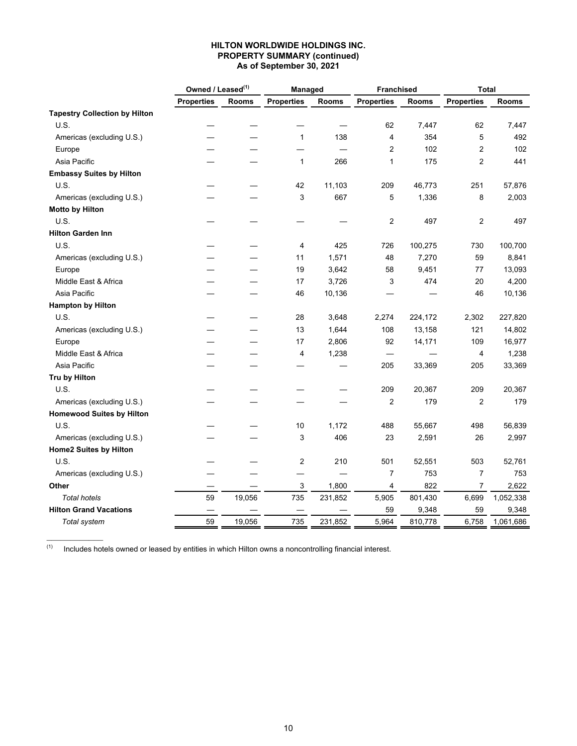**HILTON WORLDWIDE HOLDINGS INC.**
**PROPERTY SUMMARY (continued)**
**As of September 30, 2021**

| | Owned / Leased[(1)] | | Managed | | Franchised | | Total | |
|---|---|---|---|---|---|---|---|---|
| | Properties | Rooms | Properties | Rooms | Properties | Rooms | Properties | Rooms |
| **Tapestry Collection by Hilton** | | | | | | | | |
| U.S. | — | — | — | — | 62 | 7,447 | 62 | 7,447 |
| Americas (excluding U.S.) | — | — | 1 | 138 | 4 | 354 | 5 | 492 |
| Europe | — | — | — | — | 2 | 102 | 2 | 102 |
| Asia Pacific | — | — | 1 | 266 | 1 | 175 | 2 | 441 |
| **Embassy Suites by Hilton** | | | | | | | | |
| U.S. | — | — | 42 | 11,103 | 209 | 46,773 | 251 | 57,876 |
| Americas (excluding U.S.) | — | — | 3 | 667 | 5 | 1,336 | 8 | 2,003 |
| **Motto by Hilton** | | | | | | | | |
| U.S. | — | — | — | — | 2 | 497 | 2 | 497 |
| **Hilton Garden Inn** | | | | | | | | |
| U.S. | — | — | 4 | 425 | 726 | 100,275 | 730 | 100,700 |
| Americas (excluding U.S.) | — | — | 11 | 1,571 | 48 | 7,270 | 59 | 8,841 |
| Europe | — | — | 19 | 3,642 | 58 | 9,451 | 77 | 13,093 |
| Middle East & Africa | — | — | 17 | 3,726 | 3 | 474 | 20 | 4,200 |
| Asia Pacific | — | — | 46 | 10,136 | — | — | 46 | 10,136 |
| **Hampton by Hilton** | | | | | | | | |
| U.S. | — | — | 28 | 3,648 | 2,274 | 224,172 | 2,302 | 227,820 |
| Americas (excluding U.S.) | — | — | 13 | 1,644 | 108 | 13,158 | 121 | 14,802 |
| Europe | — | — | 17 | 2,806 | 92 | 14,171 | 109 | 16,977 |
| Middle East & Africa | — | — | 4 | 1,238 | — | — | 4 | 1,238 |
| Asia Pacific | — | — | — | — | 205 | 33,369 | 205 | 33,369 |
| **Tru by Hilton** | | | | | | | | |
| U.S. | — | — | — | — | 209 | 20,367 | 209 | 20,367 |
| Americas (excluding U.S.) | — | — | — | — | 2 | 179 | 2 | 179 |
| **Homewood Suites by Hilton** | | | | | | | | |
| U.S. | — | — | 10 | 1,172 | 488 | 55,667 | 498 | 56,839 |
| Americas (excluding U.S.) | — | — | 3 | 406 | 23 | 2,591 | 26 | 2,997 |
| **Home2 Suites by Hilton** | | | | | | | | |
| U.S. | — | — | 2 | 210 | 501 | 52,551 | 503 | 52,761 |
| Americas (excluding U.S.) | — | — | — | — | 7 | 753 | 7 | 753 |
| **Other** | — | — | 3 | 1,800 | 4 | 822 | 7 | 2,622 |
| *Total hotels* | 59 | 19,056 | 735 | 231,852 | 5,905 | 801,430 | 6,699 | 1,052,338 |
| **Hilton Grand Vacations** | — | — | — | — | 59 | 9,348 | 59 | 9,348 |
| *Total system* | 59 | 19,056 | 735 | 231,852 | 5,964 | 810,778 | 6,758 | 1,061,686 |

(1) Includes hotels owned or leased by entities in which Hilton owns a noncontrolling financial interest.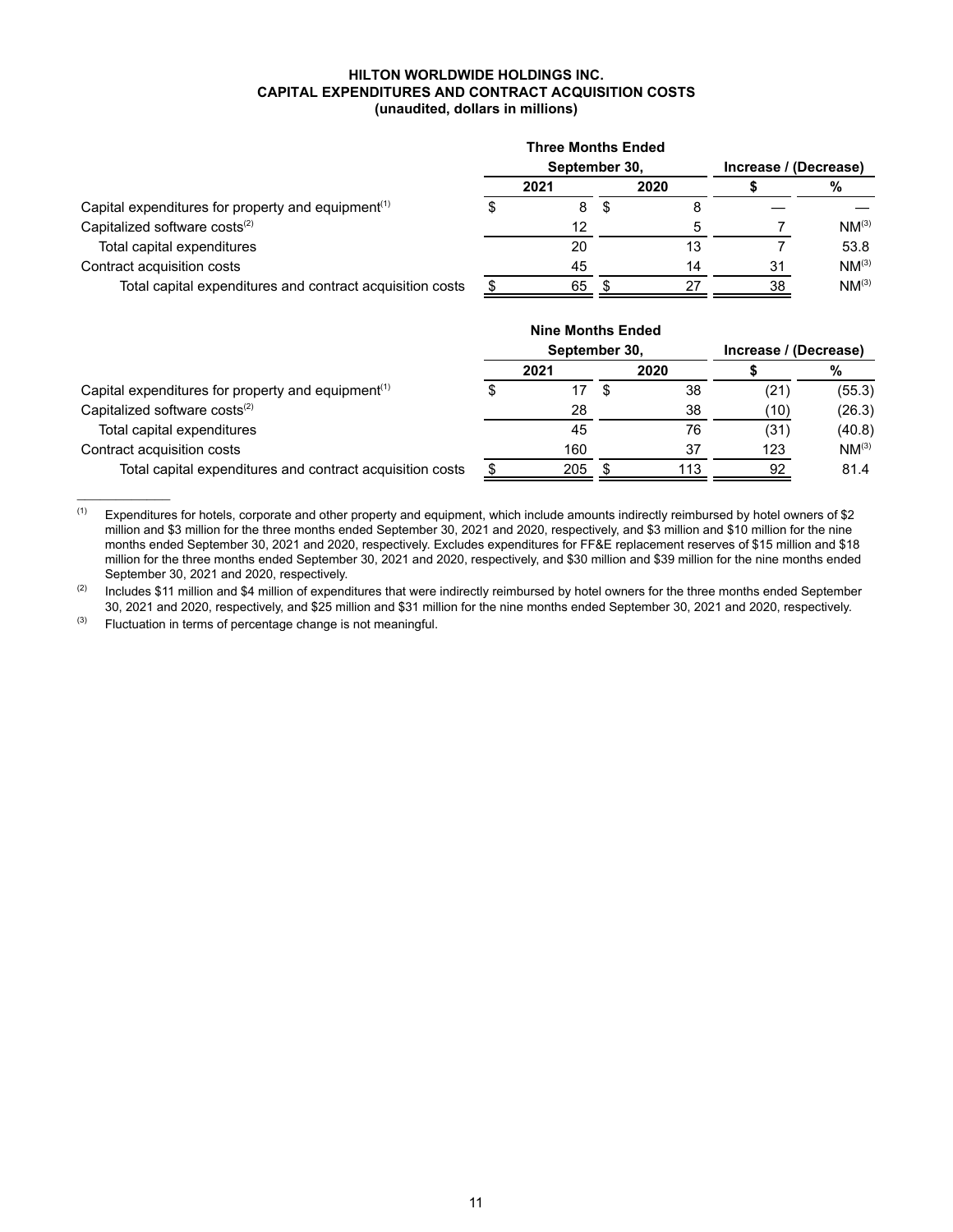**HILTON WORLDWIDE HOLDINGS INC.**
**CAPITAL EXPENDITURES AND CONTRACT ACQUISITION COSTS**
**(unaudited, dollars in millions)**

| | Three Months Ended September 30, | | Increase / (Decrease) | |
|---|---|---|---|---|
| | 2021 | 2020 | $ | % |
| Capital expenditures for property and equipment[1] | $ 8 | $ 8 | — | — |
| Capitalized software costs[2] | 12 | 5 | 7 | NM[3] |
| Total capital expenditures | 20 | 13 | 7 | 53.8 |
| Contract acquisition costs | 45 | 14 | 31 | NM[3] |
| Total capital expenditures and contract acquisition costs | $ 65 | $ 27 | 38 | NM[3] |

| | Nine Months Ended September 30, | | Increase / (Decrease) | |
|---|---|---|---|---|
| | 2021 | 2020 | $ | % |
| Capital expenditures for property and equipment[1] | $ 17 | $ 38 | (21) | (55.3) |
| Capitalized software costs[2] | 28 | 38 | (10) | (26.3) |
| Total capital expenditures | 45 | 76 | (31) | (40.8) |
| Contract acquisition costs | 160 | 37 | 123 | NM[3] |
| Total capital expenditures and contract acquisition costs | $ 205 | $ 113 | 92 | 81.4 |

____________

(1) Expenditures for hotels, corporate and other property and equipment, which include amounts indirectly reimbursed by hotel owners of $2 million and $3 million for the three months ended September 30, 2021 and 2020, respectively, and $3 million and $10 million for the nine months ended September 30, 2021 and 2020, respectively. Excludes expenditures for FF&E replacement reserves of $15 million and $18 million for the three months ended September 30, 2021 and 2020, respectively, and $30 million and $39 million for the nine months ended September 30, 2021 and 2020, respectively.

(2) Includes $11 million and $4 million of expenditures that were indirectly reimbursed by hotel owners for the three months ended September 30, 2021 and 2020, respectively, and $25 million and $31 million for the nine months ended September 30, 2021 and 2020, respectively.

(3) Fluctuation in terms of percentage change is not meaningful.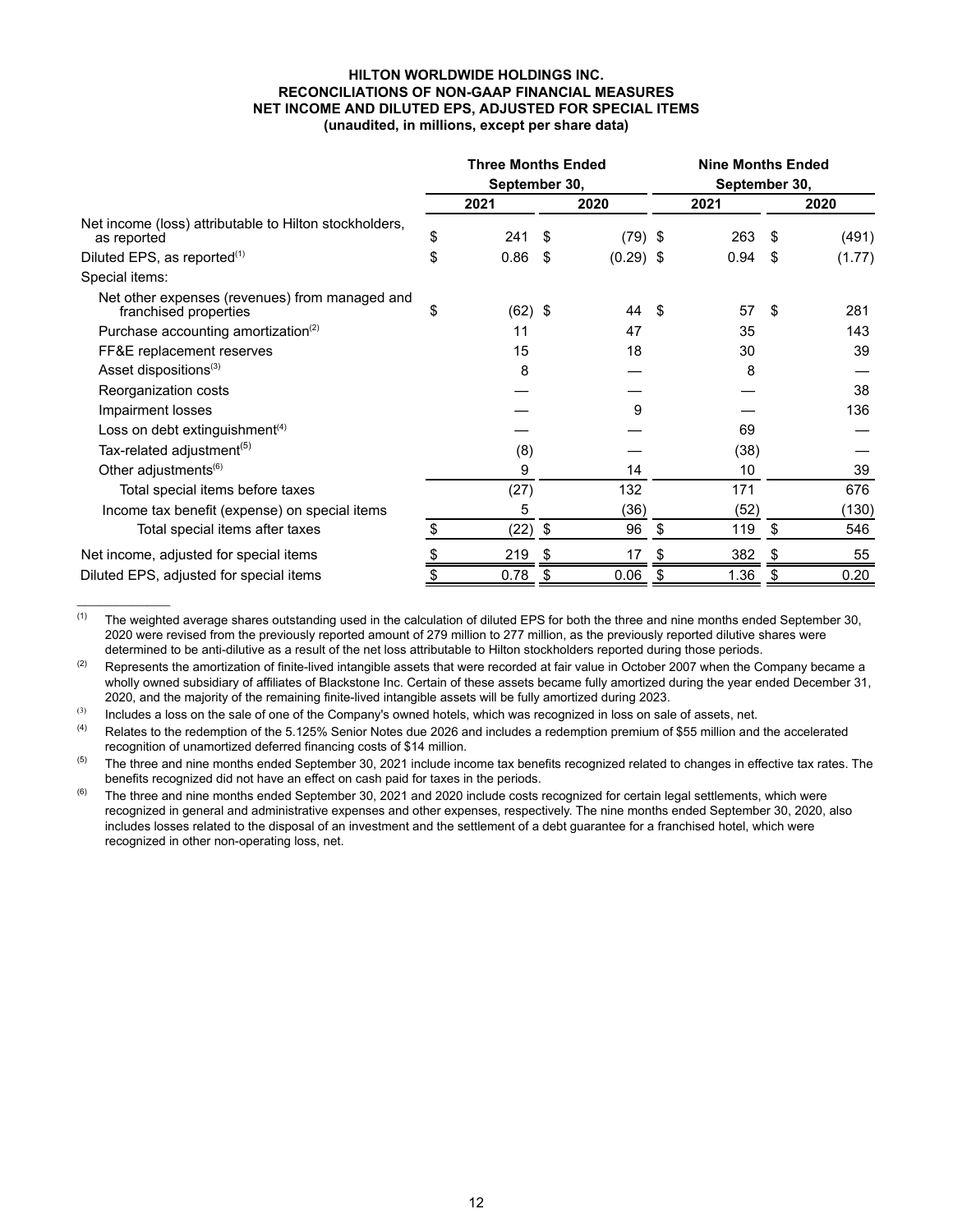**HILTON WORLDWIDE HOLDINGS INC.**
**RECONCILIATIONS OF NON-GAAP FINANCIAL MEASURES**
**NET INCOME AND DILUTED EPS, ADJUSTED FOR SPECIAL ITEMS**
**(unaudited, in millions, except per share data)**

| | Three Months Ended September 30, | | Nine Months Ended September 30, | |
|---|---|---|---|---|
| | 2021 | 2020 | 2021 | 2020 |
| Net income (loss) attributable to Hilton stockholders, as reported | $ 241 | $ (79) | $ 263 | $ (491) |
| Diluted EPS, as reported[(1)] | $ 0.86 | $ (0.29) | $ 0.94 | $ (1.77) |
| Special items: | | | | |
| Net other expenses (revenues) from managed and franchised properties | $ (62) | $ 44 | $ 57 | $ 281 |
| Purchase accounting amortization[(2)] | 11 | 47 | 35 | 143 |
| FF&E replacement reserves | 15 | 18 | 30 | 39 |
| Asset dispositions[(3)] | 8 | — | 8 | — |
| Reorganization costs | — | — | — | 38 |
| Impairment losses | — | 9 | — | 136 |
| Loss on debt extinguishment[(4)] | — | — | 69 | — |
| Tax-related adjustment[(5)] | (8) | — | (38) | — |
| Other adjustments[(6)] | 9 | 14 | 10 | 39 |
| Total special items before taxes | (27) | 132 | 171 | 676 |
| Income tax benefit (expense) on special items | 5 | (36) | (52) | (130) |
| Total special items after taxes | $ (22) | $ 96 | $ 119 | $ 546 |
| Net income, adjusted for special items | $ 219 | $ 17 | $ 382 | $ 55 |
| Diluted EPS, adjusted for special items | $ 0.78 | $ 0.06 | $ 1.36 | $ 0.20 |

____________

(1) The weighted average shares outstanding used in the calculation of diluted EPS for both the three and nine months ended September 30, 2020 were revised from the previously reported amount of 279 million to 277 million, as the previously reported dilutive shares were determined to be anti-dilutive as a result of the net loss attributable to Hilton stockholders reported during those periods.

(2) Represents the amortization of finite-lived intangible assets that were recorded at fair value in October 2007 when the Company became a wholly owned subsidiary of affiliates of Blackstone Inc. Certain of these assets became fully amortized during the year ended December 31, 2020, and the majority of the remaining finite-lived intangible assets will be fully amortized during 2023.

(3) Includes a loss on the sale of one of the Company's owned hotels, which was recognized in loss on sale of assets, net.

(4) Relates to the redemption of the 5.125% Senior Notes due 2026 and includes a redemption premium of $55 million and the accelerated recognition of unamortized deferred financing costs of $14 million.

(5) The three and nine months ended September 30, 2021 include income tax benefits recognized related to changes in effective tax rates. The benefits recognized did not have an effect on cash paid for taxes in the periods.

(6) The three and nine months ended September 30, 2021 and 2020 include costs recognized for certain legal settlements, which were recognized in general and administrative expenses and other expenses, respectively. The nine months ended September 30, 2020, also includes losses related to the disposal of an investment and the settlement of a debt guarantee for a franchised hotel, which were recognized in other non-operating loss, net.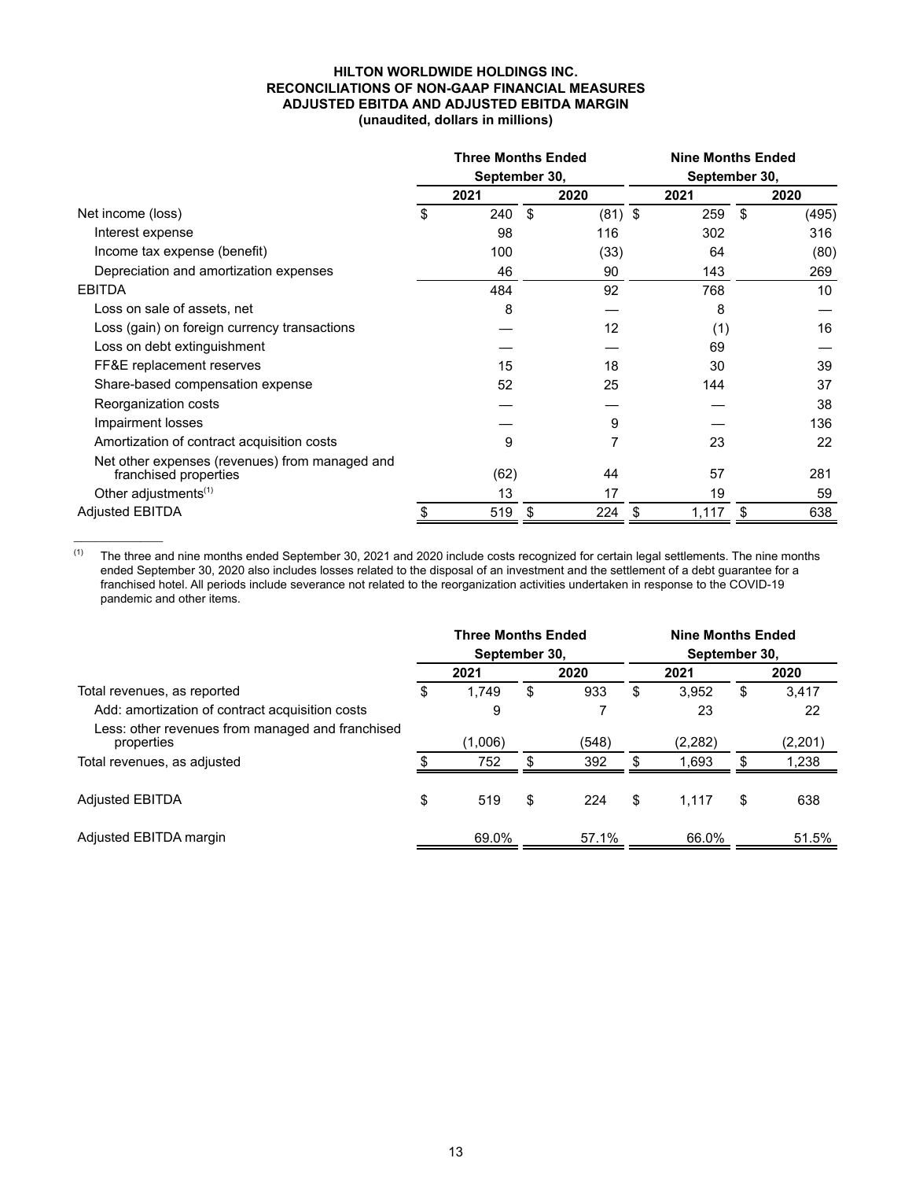**HILTON WORLDWIDE HOLDINGS INC.**
**RECONCILIATIONS OF NON-GAAP FINANCIAL MEASURES**
**ADJUSTED EBITDA AND ADJUSTED EBITDA MARGIN**
**(unaudited, dollars in millions)**

| | Three Months Ended September 30, | | Nine Months Ended September 30, | |
|---|---|---|---|---|
| | 2021 | 2020 | 2021 | 2020 |
| Net income (loss) | $ 240 | $ (81) | $ 259 | $ (495) |
| Interest expense | 98 | 116 | 302 | 316 |
| Income tax expense (benefit) | 100 | (33) | 64 | (80) |
| Depreciation and amortization expenses | 46 | 90 | 143 | 269 |
| EBITDA | 484 | 92 | 768 | 10 |
| Loss on sale of assets, net | 8 | — | 8 | — |
| Loss (gain) on foreign currency transactions | — | 12 | (1) | 16 |
| Loss on debt extinguishment | — | — | 69 | — |
| FF&E replacement reserves | 15 | 18 | 30 | 39 |
| Share-based compensation expense | 52 | 25 | 144 | 37 |
| Reorganization costs | — | — | — | 38 |
| Impairment losses | — | 9 | — | 136 |
| Amortization of contract acquisition costs | 9 | 7 | 23 | 22 |
| Net other expenses (revenues) from managed and franchised properties | (62) | 44 | 57 | 281 |
| Other adjustments[1] | 13 | 17 | 19 | 59 |
| Adjusted EBITDA | $ 519 | $ 224 | $ 1,117 | $ 638 |

[1] The three and nine months ended September 30, 2021 and 2020 include costs recognized for certain legal settlements. The nine months ended September 30, 2020 also includes losses related to the disposal of an investment and the settlement of a debt guarantee for a franchised hotel. All periods include severance not related to the reorganization activities undertaken in response to the COVID-19 pandemic and other items.

| | Three Months Ended September 30, | | Nine Months Ended September 30, | |
|---|---|---|---|---|
| | 2021 | 2020 | 2021 | 2020 |
| Total revenues, as reported | $ 1,749 | $ 933 | $ 3,952 | $ 3,417 |
| Add: amortization of contract acquisition costs | 9 | 7 | 23 | 22 |
| Less: other revenues from managed and franchised properties | (1,006) | (548) | (2,282) | (2,201) |
| Total revenues, as adjusted | $ 752 | $ 392 | $ 1,693 | $ 1,238 |
| | | | | |
| Adjusted EBITDA | $ 519 | $ 224 | $ 1,117 | $ 638 |
| | | | | |
| Adjusted EBITDA margin | 69.0% | 57.1% | 66.0% | 51.5% |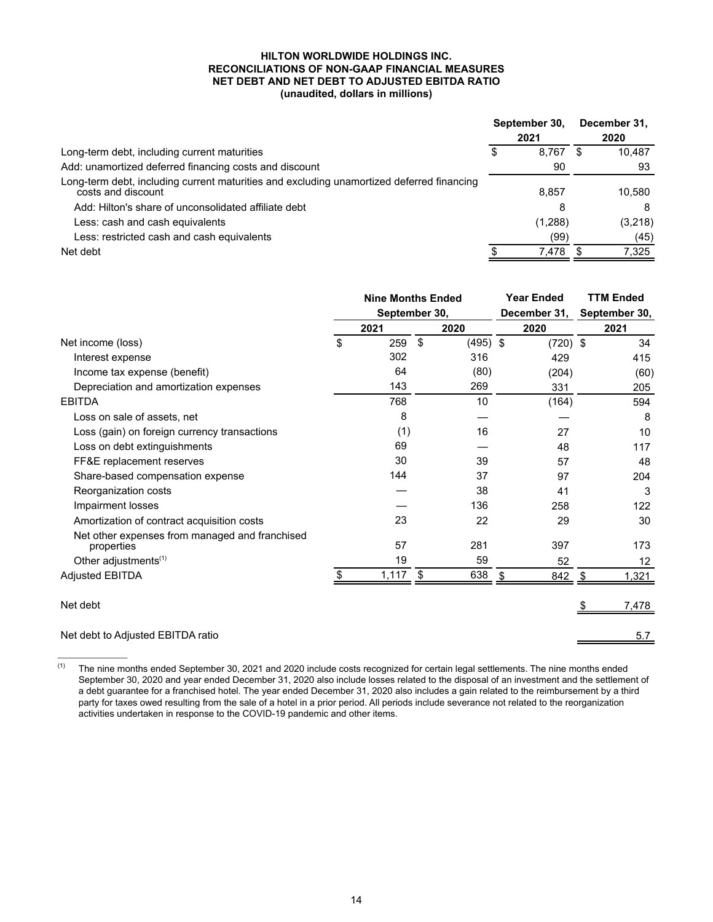**HILTON WORLDWIDE HOLDINGS INC.**
**RECONCILIATIONS OF NON-GAAP FINANCIAL MEASURES**
**NET DEBT AND NET DEBT TO ADJUSTED EBITDA RATIO**
**(unaudited, dollars in millions)**

| | September 30, 2021 | December 31, 2020 |
|---|---|---|
| Long-term debt, including current maturities | $ 8,767 | $ 10,487 |
| Add: unamortized deferred financing costs and discount | 90 | 93 |
| Long-term debt, including current maturities and excluding unamortized deferred financing costs and discount | 8,857 | 10,580 |
| Add: Hilton's share of unconsolidated affiliate debt | 8 | 8 |
| Less: cash and cash equivalents | (1,288) | (3,218) |
| Less: restricted cash and cash equivalents | (99) | (45) |
| Net debt | $ 7,478 | $ 7,325 |

| | Nine Months Ended September 30, | | Year Ended December 31, | TTM Ended September 30, |
|---|---|---|---|---|
| | 2021 | 2020 | 2020 | 2021 |
| Net income (loss) | $ 259 | $ (495) | $ (720) | $ 34 |
| Interest expense | 302 | 316 | 429 | 415 |
| Income tax expense (benefit) | 64 | (80) | (204) | (60) |
| Depreciation and amortization expenses | 143 | 269 | 331 | 205 |
| EBITDA | 768 | 10 | (164) | 594 |
| Loss on sale of assets, net | 8 | — | — | 8 |
| Loss (gain) on foreign currency transactions | (1) | 16 | 27 | 10 |
| Loss on debt extinguishments | 69 | — | 48 | 117 |
| FF&E replacement reserves | 30 | 39 | 57 | 48 |
| Share-based compensation expense | 144 | 37 | 97 | 204 |
| Reorganization costs | — | 38 | 41 | 3 |
| Impairment losses | — | 136 | 258 | 122 |
| Amortization of contract acquisition costs | 23 | 22 | 29 | 30 |
| Net other expenses from managed and franchised properties | 57 | 281 | 397 | 173 |
| Other adjustments[(1)] | 19 | 59 | 52 | 12 |
| Adjusted EBITDA | $ 1,117 | $ 638 | $ 842 | $ 1,321 |
| | | | | |
| Net debt | | | | $ 7,478 |
| | | | | |
| Net debt to Adjusted EBITDA ratio | | | | 5.7 |

(1) The nine months ended September 30, 2021 and 2020 include costs recognized for certain legal settlements. The nine months ended September 30, 2020 and year ended December 31, 2020 also include losses related to the disposal of an investment and the settlement of a debt guarantee for a franchised hotel. The year ended December 31, 2020 also includes a gain related to the reimbursement by a third party for taxes owed resulting from the sale of a hotel in a prior period. All periods include severance not related to the reorganization activities undertaken in response to the COVID-19 pandemic and other items.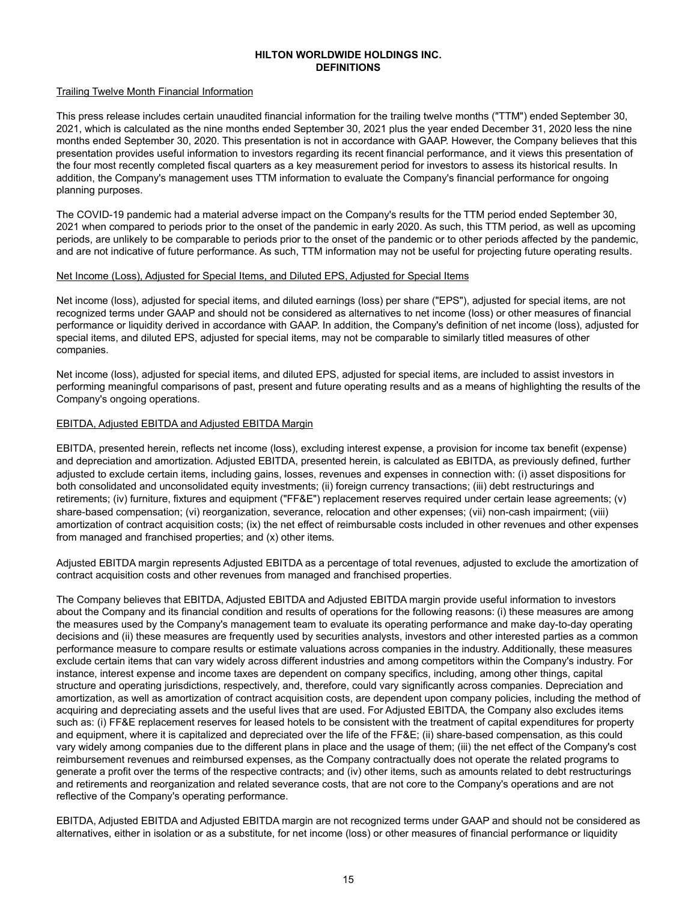# HILTON WORLDWIDE HOLDINGS INC.
# DEFINITIONS

Trailing Twelve Month Financial Information

This press release includes certain unaudited financial information for the trailing twelve months ("TTM") ended September 30, 2021, which is calculated as the nine months ended September 30, 2021 plus the year ended December 31, 2020 less the nine months ended September 30, 2020. This presentation is not in accordance with GAAP. However, the Company believes that this presentation provides useful information to investors regarding its recent financial performance, and it views this presentation of the four most recently completed fiscal quarters as a key measurement period for investors to assess its historical results. In addition, the Company's management uses TTM information to evaluate the Company's financial performance for ongoing planning purposes.

The COVID-19 pandemic had a material adverse impact on the Company's results for the TTM period ended September 30, 2021 when compared to periods prior to the onset of the pandemic in early 2020. As such, this TTM period, as well as upcoming periods, are unlikely to be comparable to periods prior to the onset of the pandemic or to other periods affected by the pandemic, and are not indicative of future performance. As such, TTM information may not be useful for projecting future operating results.

Net Income (Loss), Adjusted for Special Items, and Diluted EPS, Adjusted for Special Items

Net income (loss), adjusted for special items, and diluted earnings (loss) per share ("EPS"), adjusted for special items, are not recognized terms under GAAP and should not be considered as alternatives to net income (loss) or other measures of financial performance or liquidity derived in accordance with GAAP. In addition, the Company's definition of net income (loss), adjusted for special items, and diluted EPS, adjusted for special items, may not be comparable to similarly titled measures of other companies.

Net income (loss), adjusted for special items, and diluted EPS, adjusted for special items, are included to assist investors in performing meaningful comparisons of past, present and future operating results and as a means of highlighting the results of the Company's ongoing operations.

EBITDA, Adjusted EBITDA and Adjusted EBITDA Margin

EBITDA, presented herein, reflects net income (loss), excluding interest expense, a provision for income tax benefit (expense) and depreciation and amortization. Adjusted EBITDA, presented herein, is calculated as EBITDA, as previously defined, further adjusted to exclude certain items, including gains, losses, revenues and expenses in connection with: (i) asset dispositions for both consolidated and unconsolidated equity investments; (ii) foreign currency transactions; (iii) debt restructurings and retirements; (iv) furniture, fixtures and equipment ("FF&E") replacement reserves required under certain lease agreements; (v) share-based compensation; (vi) reorganization, severance, relocation and other expenses; (vii) non-cash impairment; (viii) amortization of contract acquisition costs; (ix) the net effect of reimbursable costs included in other revenues and other expenses from managed and franchised properties; and (x) other items.

Adjusted EBITDA margin represents Adjusted EBITDA as a percentage of total revenues, adjusted to exclude the amortization of contract acquisition costs and other revenues from managed and franchised properties.

The Company believes that EBITDA, Adjusted EBITDA and Adjusted EBITDA margin provide useful information to investors about the Company and its financial condition and results of operations for the following reasons: (i) these measures are among the measures used by the Company's management team to evaluate its operating performance and make day-to-day operating decisions and (ii) these measures are frequently used by securities analysts, investors and other interested parties as a common performance measure to compare results or estimate valuations across companies in the industry. Additionally, these measures exclude certain items that can vary widely across different industries and among competitors within the Company's industry. For instance, interest expense and income taxes are dependent on company specifics, including, among other things, capital structure and operating jurisdictions, respectively, and, therefore, could vary significantly across companies. Depreciation and amortization, as well as amortization of contract acquisition costs, are dependent upon company policies, including the method of acquiring and depreciating assets and the useful lives that are used. For Adjusted EBITDA, the Company also excludes items such as: (i) FF&E replacement reserves for leased hotels to be consistent with the treatment of capital expenditures for property and equipment, where it is capitalized and depreciated over the life of the FF&E; (ii) share-based compensation, as this could vary widely among companies due to the different plans in place and the usage of them; (iii) the net effect of the Company's cost reimbursement revenues and reimbursed expenses, as the Company contractually does not operate the related programs to generate a profit over the terms of the respective contracts; and (iv) other items, such as amounts related to debt restructurings and retirements and reorganization and related severance costs, that are not core to the Company's operations and are not reflective of the Company's operating performance.

EBITDA, Adjusted EBITDA and Adjusted EBITDA margin are not recognized terms under GAAP and should not be considered as alternatives, either in isolation or as a substitute, for net income (loss) or other measures of financial performance or liquidity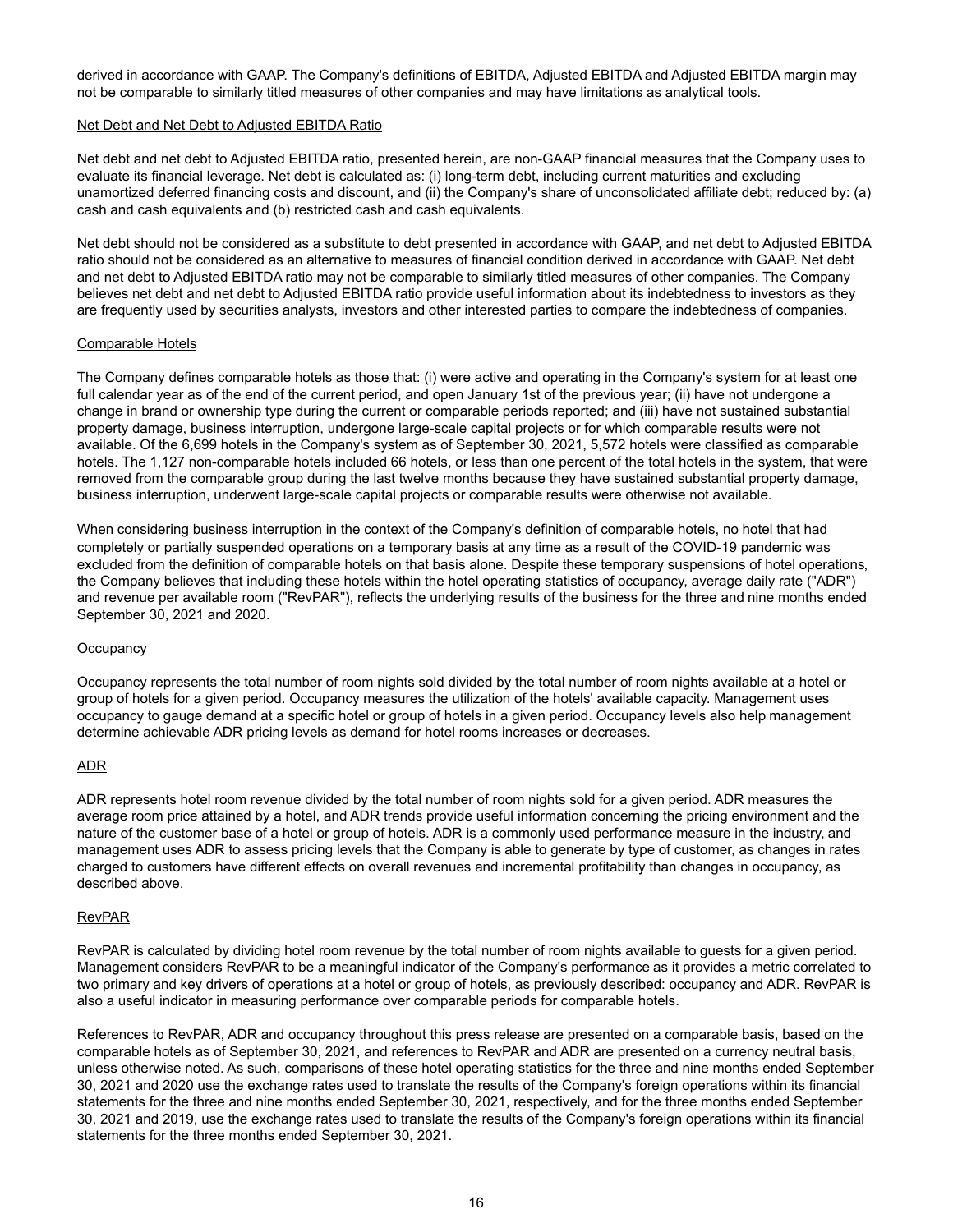derived in accordance with GAAP. The Company's definitions of EBITDA, Adjusted EBITDA and Adjusted EBITDA margin may not be comparable to similarly titled measures of other companies and may have limitations as analytical tools.

## Net Debt and Net Debt to Adjusted EBITDA Ratio

Net debt and net debt to Adjusted EBITDA ratio, presented herein, are non-GAAP financial measures that the Company uses to evaluate its financial leverage. Net debt is calculated as: (i) long-term debt, including current maturities and excluding unamortized deferred financing costs and discount, and (ii) the Company's share of unconsolidated affiliate debt; reduced by: (a) cash and cash equivalents and (b) restricted cash and cash equivalents.

Net debt should not be considered as a substitute to debt presented in accordance with GAAP, and net debt to Adjusted EBITDA ratio should not be considered as an alternative to measures of financial condition derived in accordance with GAAP. Net debt and net debt to Adjusted EBITDA ratio may not be comparable to similarly titled measures of other companies. The Company believes net debt and net debt to Adjusted EBITDA ratio provide useful information about its indebtedness to investors as they are frequently used by securities analysts, investors and other interested parties to compare the indebtedness of companies.

## Comparable Hotels

The Company defines comparable hotels as those that: (i) were active and operating in the Company's system for at least one full calendar year as of the end of the current period, and open January 1st of the previous year; (ii) have not undergone a change in brand or ownership type during the current or comparable periods reported; and (iii) have not sustained substantial property damage, business interruption, undergone large-scale capital projects or for which comparable results were not available. Of the 6,699 hotels in the Company's system as of September 30, 2021, 5,572 hotels were classified as comparable hotels. The 1,127 non-comparable hotels included 66 hotels, or less than one percent of the total hotels in the system, that were removed from the comparable group during the last twelve months because they have sustained substantial property damage, business interruption, underwent large-scale capital projects or comparable results were otherwise not available.

When considering business interruption in the context of the Company's definition of comparable hotels, no hotel that had completely or partially suspended operations on a temporary basis at any time as a result of the COVID-19 pandemic was excluded from the definition of comparable hotels on that basis alone. Despite these temporary suspensions of hotel operations, the Company believes that including these hotels within the hotel operating statistics of occupancy, average daily rate ("ADR") and revenue per available room ("RevPAR"), reflects the underlying results of the business for the three and nine months ended September 30, 2021 and 2020.

## Occupancy

Occupancy represents the total number of room nights sold divided by the total number of room nights available at a hotel or group of hotels for a given period. Occupancy measures the utilization of the hotels' available capacity. Management uses occupancy to gauge demand at a specific hotel or group of hotels in a given period. Occupancy levels also help management determine achievable ADR pricing levels as demand for hotel rooms increases or decreases.

## ADR

ADR represents hotel room revenue divided by the total number of room nights sold for a given period. ADR measures the average room price attained by a hotel, and ADR trends provide useful information concerning the pricing environment and the nature of the customer base of a hotel or group of hotels. ADR is a commonly used performance measure in the industry, and management uses ADR to assess pricing levels that the Company is able to generate by type of customer, as changes in rates charged to customers have different effects on overall revenues and incremental profitability than changes in occupancy, as described above.

## RevPAR

RevPAR is calculated by dividing hotel room revenue by the total number of room nights available to guests for a given period. Management considers RevPAR to be a meaningful indicator of the Company's performance as it provides a metric correlated to two primary and key drivers of operations at a hotel or group of hotels, as previously described: occupancy and ADR. RevPAR is also a useful indicator in measuring performance over comparable periods for comparable hotels.

References to RevPAR, ADR and occupancy throughout this press release are presented on a comparable basis, based on the comparable hotels as of September 30, 2021, and references to RevPAR and ADR are presented on a currency neutral basis, unless otherwise noted. As such, comparisons of these hotel operating statistics for the three and nine months ended September 30, 2021 and 2020 use the exchange rates used to translate the results of the Company's foreign operations within its financial statements for the three and nine months ended September 30, 2021, respectively, and for the three months ended September 30, 2021 and 2019, use the exchange rates used to translate the results of the Company's foreign operations within its financial statements for the three months ended September 30, 2021.